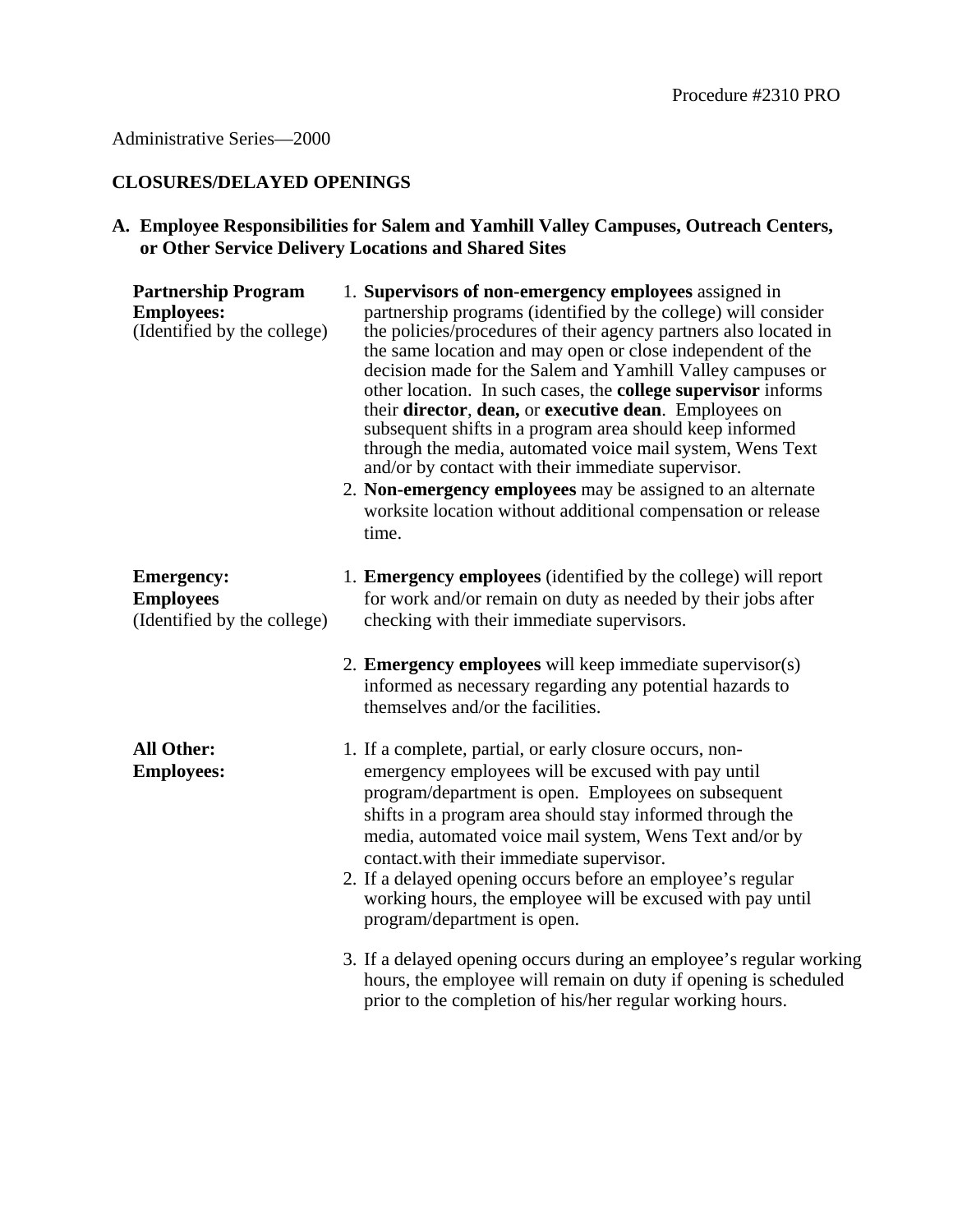Procedure #2310 PRO

Administrative Series—2000

## CLOSURES/DELAYED OPENINGS

### A. Employee Responsibilities for Salem and Yamhill Valley Campuses, Outreach Centers, or Other Service Delivery Locations and Shared Sites

**Partnership Program Employees:**
(Identified by the college)

1. **Supervisors of non-emergency employees** assigned in partnership programs (identified by the college) will consider the policies/procedures of their agency partners also located in the same location and may open or close independent of the decision made for the Salem and Yamhill Valley campuses or other location. In such cases, the **college supervisor** informs their **director**, **dean,** or **executive dean**. Employees on subsequent shifts in a program area should keep informed through the media, automated voice mail system, Wens Text and/or by contact with their immediate supervisor.
2. **Non-emergency employees** may be assigned to an alternate worksite location without additional compensation or release time.

**Emergency: Employees**
(Identified by the college)

1. **Emergency employees** (identified by the college) will report for work and/or remain on duty as needed by their jobs after checking with their immediate supervisors.
2. **Emergency employees** will keep immediate supervisor(s) informed as necessary regarding any potential hazards to themselves and/or the facilities.

**All Other: Employees:**

1. If a complete, partial, or early closure occurs, non-emergency employees will be excused with pay until program/department is open. Employees on subsequent shifts in a program area should stay informed through the media, automated voice mail system, Wens Text and/or by contact.with their immediate supervisor.
2. If a delayed opening occurs before an employee's regular working hours, the employee will be excused with pay until program/department is open.
3. If a delayed opening occurs during an employee's regular working hours, the employee will remain on duty if opening is scheduled prior to the completion of his/her regular working hours.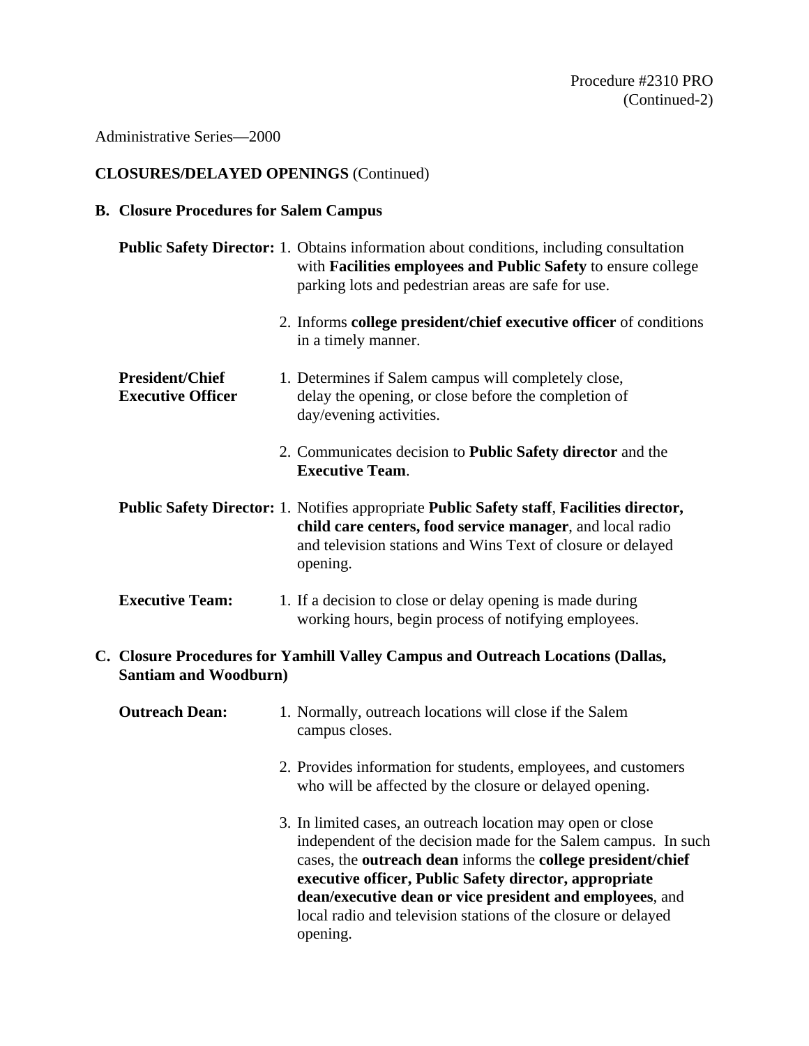Administrative Series—2000

**CLOSURES/DELAYED OPENINGS** (Continued)

**B. Closure Procedures for Salem Campus**

**Public Safety Director:**

1. Obtains information about conditions, including consultation with **Facilities employees and Public Safety** to ensure college parking lots and pedestrian areas are safe for use.
2. Informs **college president/chief executive officer** of conditions in a timely manner.

**President/Chief Executive Officer**

1. Determines if Salem campus will completely close, delay the opening, or close before the completion of day/evening activities.
2. Communicates decision to **Public Safety director** and the **Executive Team**.

**Public Safety Director:**

1. Notifies appropriate **Public Safety staff**, **Facilities director, child care centers, food service manager**, and local radio and television stations and Wins Text of closure or delayed opening.

**Executive Team:**

1. If a decision to close or delay opening is made during working hours, begin process of notifying employees.

**C. Closure Procedures for Yamhill Valley Campus and Outreach Locations (Dallas, Santiam and Woodburn)**

**Outreach Dean:**

1. Normally, outreach locations will close if the Salem campus closes.
2. Provides information for students, employees, and customers who will be affected by the closure or delayed opening.
3. In limited cases, an outreach location may open or close independent of the decision made for the Salem campus. In such cases, the **outreach dean** informs the **college president/chief executive officer, Public Safety director, appropriate dean/executive dean or vice president and employees**, and local radio and television stations of the closure or delayed opening.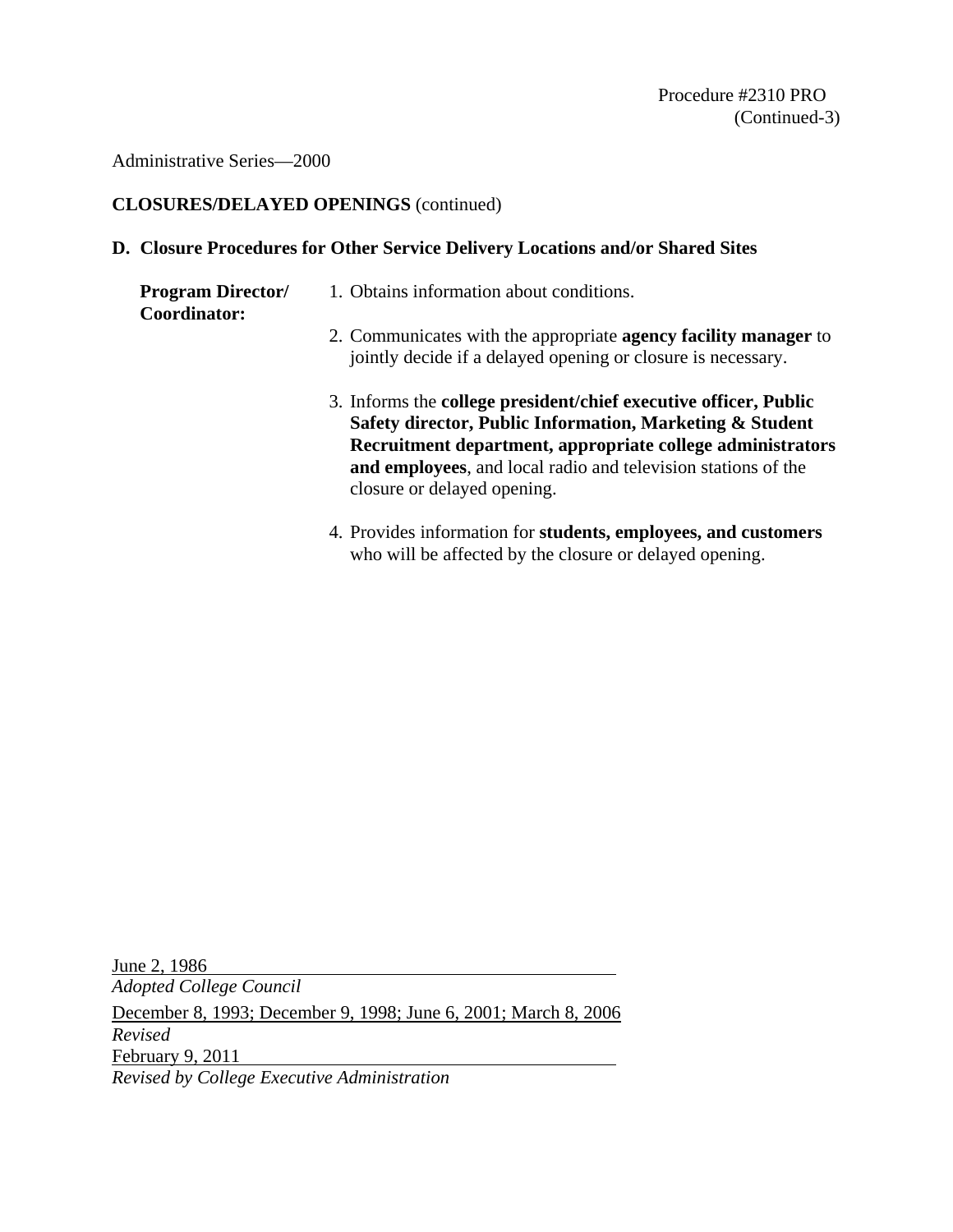Administrative Series—2000

**CLOSURES/DELAYED OPENINGS** (continued)

### D. Closure Procedures for Other Service Delivery Locations and/or Shared Sites

**Program Director/ Coordinator:**

1. Obtains information about conditions.
2. Communicates with the appropriate **agency facility manager** to jointly decide if a delayed opening or closure is necessary.
3. Informs the **college president/chief executive officer, Public Safety director, Public Information, Marketing & Student Recruitment department, appropriate college administrators and employees**, and local radio and television stations of the closure or delayed opening.
4. Provides information for **students, employees, and customers** who will be affected by the closure or delayed opening.

June 2, 1986
*Adopted College Council*

December 8, 1993; December 9, 1998; June 6, 2001; March 8, 2006
*Revised*

February 9, 2011
*Revised by College Executive Administration*